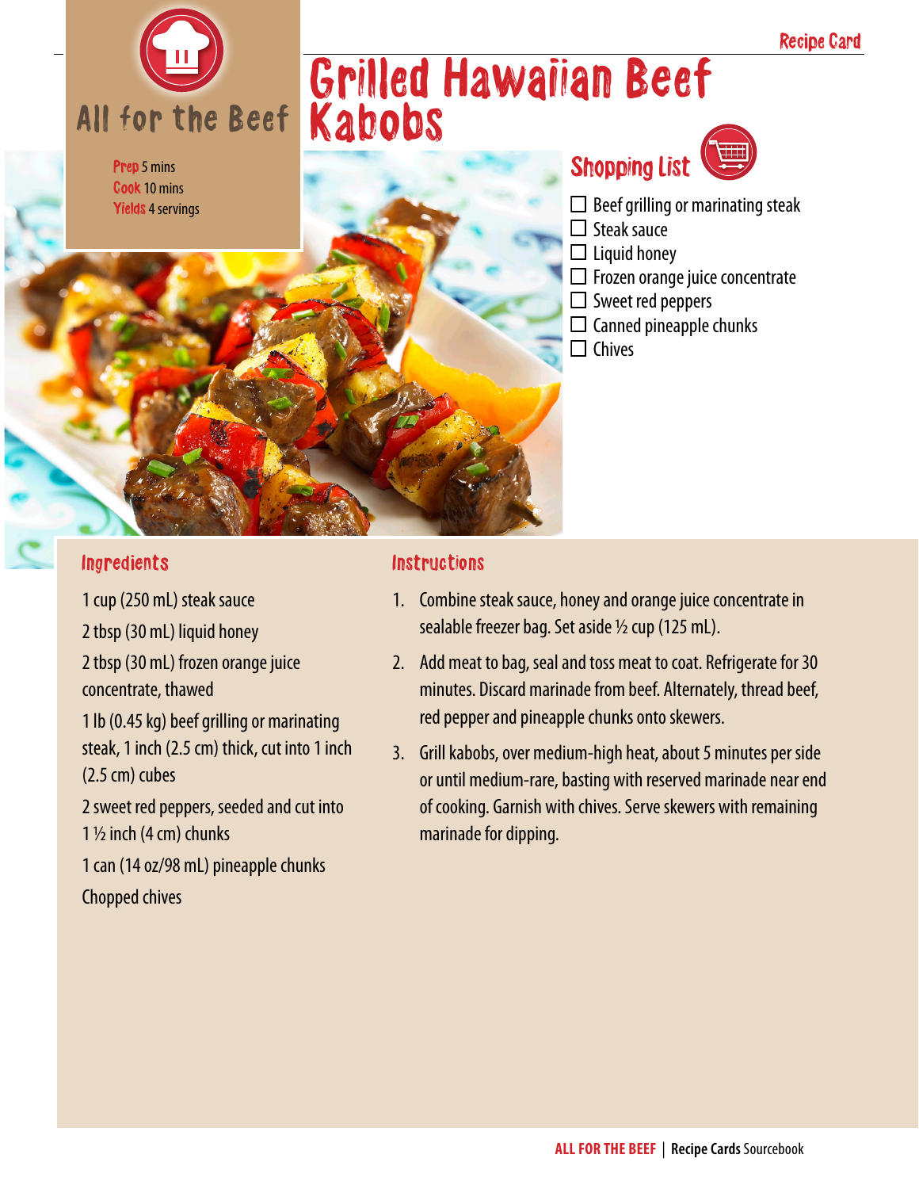Recipe Card

# Grilled Hawaiian Beef Kabobs

All for the Beef

**Prep** 5 mins
**Cook** 10 mins
**Yields** 4 servings

## Shopping List

- ☐ Beef grilling or marinating steak
- ☐ Steak sauce
- ☐ Liquid honey
- ☐ Frozen orange juice concentrate
- ☐ Sweet red peppers
- ☐ Canned pineapple chunks
- ☐ Chives

## Ingredients

1 cup (250 mL) steak sauce

2 tbsp (30 mL) liquid honey

2 tbsp (30 mL) frozen orange juice concentrate, thawed

1 lb (0.45 kg) beef grilling or marinating steak, 1 inch (2.5 cm) thick, cut into 1 inch (2.5 cm) cubes

2 sweet red peppers, seeded and cut into 1 ½ inch (4 cm) chunks

1 can (14 oz/98 mL) pineapple chunks

Chopped chives

## Instructions

1. Combine steak sauce, honey and orange juice concentrate in sealable freezer bag. Set aside ½ cup (125 mL).
2. Add meat to bag, seal and toss meat to coat. Refrigerate for 30 minutes. Discard marinade from beef. Alternately, thread beef, red pepper and pineapple chunks onto skewers.
3. Grill kabobs, over medium-high heat, about 5 minutes per side or until medium-rare, basting with reserved marinade near end of cooking. Garnish with chives. Serve skewers with remaining marinade for dipping.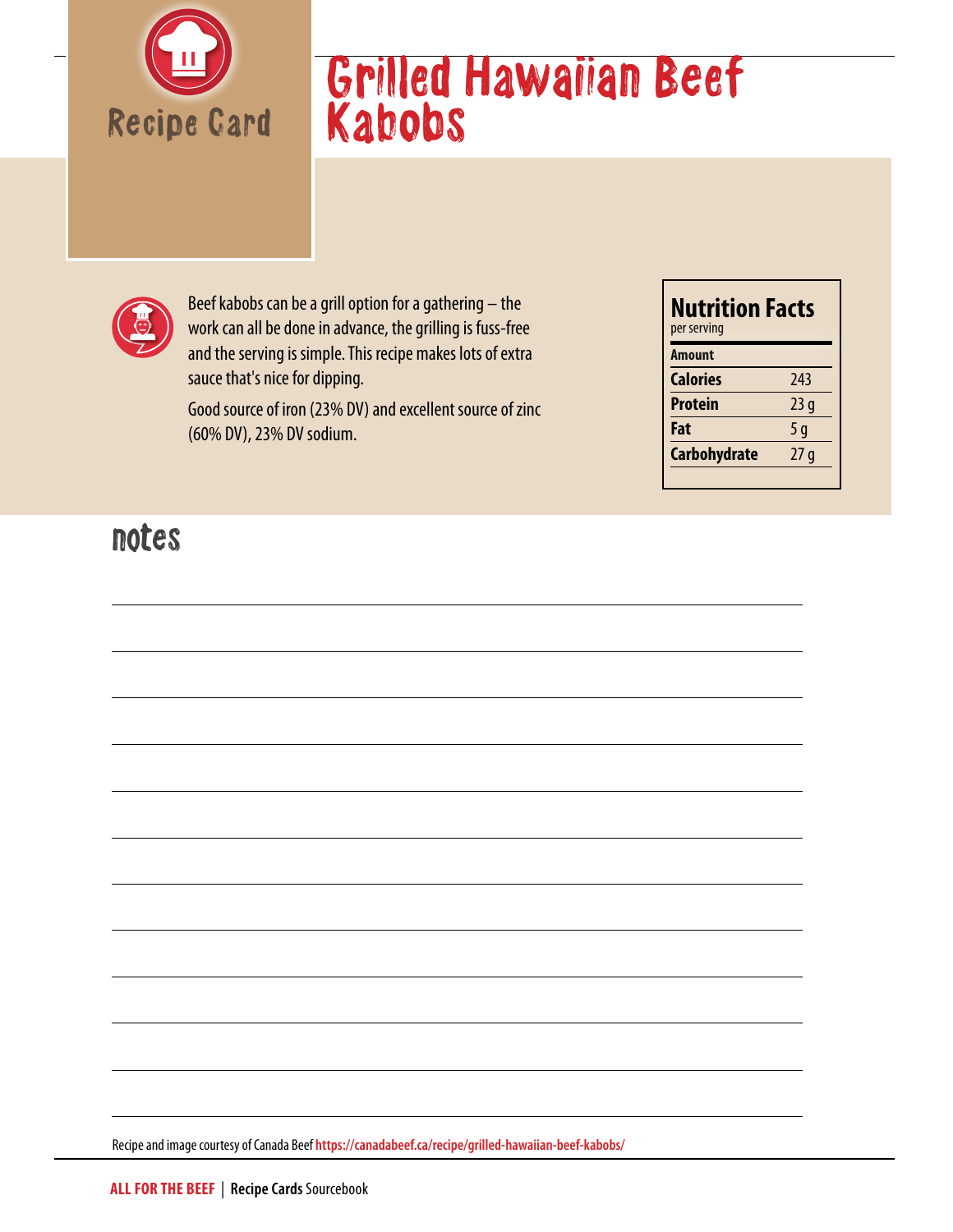Recipe Card

# Grilled Hawaiian Beef Kabobs

Beef kabobs can be a grill option for a gathering – the work can all be done in advance, the grilling is fuss-free and the serving is simple. This recipe makes lots of extra sauce that's nice for dipping.

Good source of iron (23% DV) and excellent source of zinc (60% DV), 23% DV sodium.

**Nutrition Facts**
per serving

| Amount | |
|---|---|
| **Calories** | 243 |
| **Protein** | 23 g |
| **Fat** | 5 g |
| **Carbohydrate** | 27 g |

## notes

Recipe and image courtesy of Canada Beef https://canadabeef.ca/recipe/grilled-hawaiian-beef-kabobs/

**ALL FOR THE BEEF** | **Recipe Cards** Sourcebook